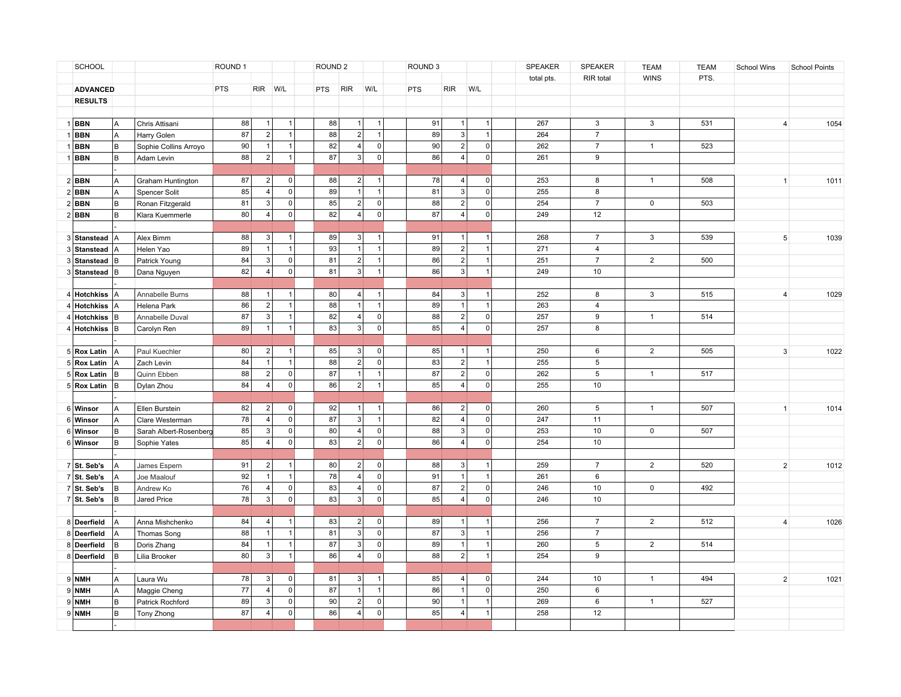| | SCHOOL | | | ROUND 1 | | | ROUND 2 | | | ROUND 3 | | | SPEAKER | SPEAKER | TEAM | TEAM | School Wins | School Points |
|---|---|---|---|---|---|---|---|---|---|---|---|---|---|---|---|---|---|---|
| | | | | | | | | | | | | | total pts. | RIR total | WINS | PTS. | | |
| | **ADVANCED** | | | PTS | RIR | W/L | PTS | RIR | W/L | PTS | RIR | W/L | | | | | | |
| | **RESULTS** | | | | | | | | | | | | | | | | | |
| 1 | **BBN** | A | Chris Attisani | 88 | 1 | 1 | 88 | 1 | 1 | 91 | 1 | 1 | 267 | 3 | 3 | 531 | 4 | 1054 |
| 1 | **BBN** | A | Harry Golen | 87 | 2 | 1 | 88 | 2 | 1 | 89 | 3 | 1 | 264 | 7 | | | | |
| 1 | **BBN** | B | Sophie Collins Arroyo | 90 | 1 | 1 | 82 | 4 | 0 | 90 | 2 | 0 | 262 | 7 | 1 | 523 | | |
| 1 | **BBN** | B | Adam Levin | 88 | 2 | 1 | 87 | 3 | 0 | 86 | 4 | 0 | 261 | 9 | | | | |
| | | - | | | | | | | | | | | | | | | | |
| 2 | **BBN** | A | Graham Huntington | 87 | 2 | 0 | 88 | 2 | 1 | 78 | 4 | 0 | 253 | 8 | 1 | 508 | 1 | 1011 |
| 2 | **BBN** | A | Spencer Solit | 85 | 4 | 0 | 89 | 1 | 1 | 81 | 3 | 0 | 255 | 8 | | | | |
| 2 | **BBN** | B | Ronan Fitzgerald | 81 | 3 | 0 | 85 | 2 | 0 | 88 | 2 | 0 | 254 | 7 | 0 | 503 | | |
| 2 | **BBN** | B | Klara Kuemmerle | 80 | 4 | 0 | 82 | 4 | 0 | 87 | 4 | 0 | 249 | 12 | | | | |
| | | - | | | | | | | | | | | | | | | | |
| 3 | **Stanstead** | A | Alex Bimm | 88 | 3 | 1 | 89 | 3 | 1 | 91 | 1 | 1 | 268 | 7 | 3 | 539 | 5 | 1039 |
| 3 | **Stanstead** | A | Helen Yao | 89 | 1 | 1 | 93 | 1 | 1 | 89 | 2 | 1 | 271 | 4 | | | | |
| 3 | **Stanstead** | B | Patrick Young | 84 | 3 | 0 | 81 | 2 | 1 | 86 | 2 | 1 | 251 | 7 | 2 | 500 | | |
| 3 | **Stanstead** | B | Dana Nguyen | 82 | 4 | 0 | 81 | 3 | 1 | 86 | 3 | 1 | 249 | 10 | | | | |
| | | - | | | | | | | | | | | | | | | | |
| 4 | **Hotchkiss** | A | Annabelle Burns | 88 | 1 | 1 | 80 | 4 | 1 | 84 | 3 | 1 | 252 | 8 | 3 | 515 | 4 | 1029 |
| 4 | **Hotchkiss** | A | Helena Park | 86 | 2 | 1 | 88 | 1 | 1 | 89 | 1 | 1 | 263 | 4 | | | | |
| 4 | **Hotchkiss** | B | Annabelle Duval | 87 | 3 | 1 | 82 | 4 | 0 | 88 | 2 | 0 | 257 | 9 | 1 | 514 | | |
| 4 | **Hotchkiss** | B | Carolyn Ren | 89 | 1 | 1 | 83 | 3 | 0 | 85 | 4 | 0 | 257 | 8 | | | | |
| | | - | | | | | | | | | | | | | | | | |
| 5 | **Rox Latin** | A | Paul Kuechler | 80 | 2 | 1 | 85 | 3 | 0 | 85 | 1 | 1 | 250 | 6 | 2 | 505 | 3 | 1022 |
| 5 | **Rox Latin** | A | Zach Levin | 84 | 1 | 1 | 88 | 2 | 0 | 83 | 2 | 1 | 255 | 5 | | | | |
| 5 | **Rox Latin** | B | Quinn Ebben | 88 | 2 | 0 | 87 | 1 | 1 | 87 | 2 | 0 | 262 | 5 | 1 | 517 | | |
| 5 | **Rox Latin** | B | Dylan Zhou | 84 | 4 | 0 | 86 | 2 | 1 | 85 | 4 | 0 | 255 | 10 | | | | |
| | | - | | | | | | | | | | | | | | | | |
| 6 | **Winsor** | A | Ellen Burstein | 82 | 2 | 0 | 92 | 1 | 1 | 86 | 2 | 0 | 260 | 5 | 1 | 507 | 1 | 1014 |
| 6 | **Winsor** | A | Clare Westerman | 78 | 4 | 0 | 87 | 3 | 1 | 82 | 4 | 0 | 247 | 11 | | | | |
| 6 | **Winsor** | B | Sarah Albert-Rosenberg | 85 | 3 | 0 | 80 | 4 | 0 | 88 | 3 | 0 | 253 | 10 | 0 | 507 | | |
| 6 | **Winsor** | B | Sophie Yates | 85 | 4 | 0 | 83 | 2 | 0 | 86 | 4 | 0 | 254 | 10 | | | | |
| | | - | | | | | | | | | | | | | | | | |
| 7 | **St. Seb's** | A | James Espern | 91 | 2 | 1 | 80 | 2 | 0 | 88 | 3 | 1 | 259 | 7 | 2 | 520 | 2 | 1012 |
| 7 | **St. Seb's** | A | Joe Maalouf | 92 | 1 | 1 | 78 | 4 | 0 | 91 | 1 | 1 | 261 | 6 | | | | |
| 7 | **St. Seb's** | B | Andrew Ko | 76 | 4 | 0 | 83 | 4 | 0 | 87 | 2 | 0 | 246 | 10 | 0 | 492 | | |
| 7 | **St. Seb's** | B | Jared Price | 78 | 3 | 0 | 83 | 3 | 0 | 85 | 4 | 0 | 246 | 10 | | | | |
| | | - | | | | | | | | | | | | | | | | |
| 8 | **Deerfield** | A | Anna Mishchenko | 84 | 4 | 1 | 83 | 2 | 0 | 89 | 1 | 1 | 256 | 7 | 2 | 512 | 4 | 1026 |
| 8 | **Deerfield** | A | Thomas Song | 88 | 1 | 1 | 81 | 3 | 0 | 87 | 3 | 1 | 256 | 7 | | | | |
| 8 | **Deerfield** | B | Doris Zhang | 84 | 1 | 1 | 87 | 3 | 0 | 89 | 1 | 1 | 260 | 5 | 2 | 514 | | |
| 8 | **Deerfield** | B | Lilia Brooker | 80 | 3 | 1 | 86 | 4 | 0 | 88 | 2 | 1 | 254 | 9 | | | | |
| | | - | | | | | | | | | | | | | | | | |
| 9 | **NMH** | A | Laura Wu | 78 | 3 | 0 | 81 | 3 | 1 | 85 | 4 | 0 | 244 | 10 | 1 | 494 | 2 | 1021 |
| 9 | **NMH** | A | Maggie Cheng | 77 | 4 | 0 | 87 | 1 | 1 | 86 | 1 | 0 | 250 | 6 | | | | |
| 9 | **NMH** | B | Patrick Rochford | 89 | 3 | 0 | 90 | 2 | 0 | 90 | 1 | 1 | 269 | 6 | 1 | 527 | | |
| 9 | **NMH** | B | Tony Zhong | 87 | 4 | 0 | 86 | 4 | 0 | 85 | 4 | 1 | 258 | 12 | | | | |
| | | - | | | | | | | | | | | | | | | | |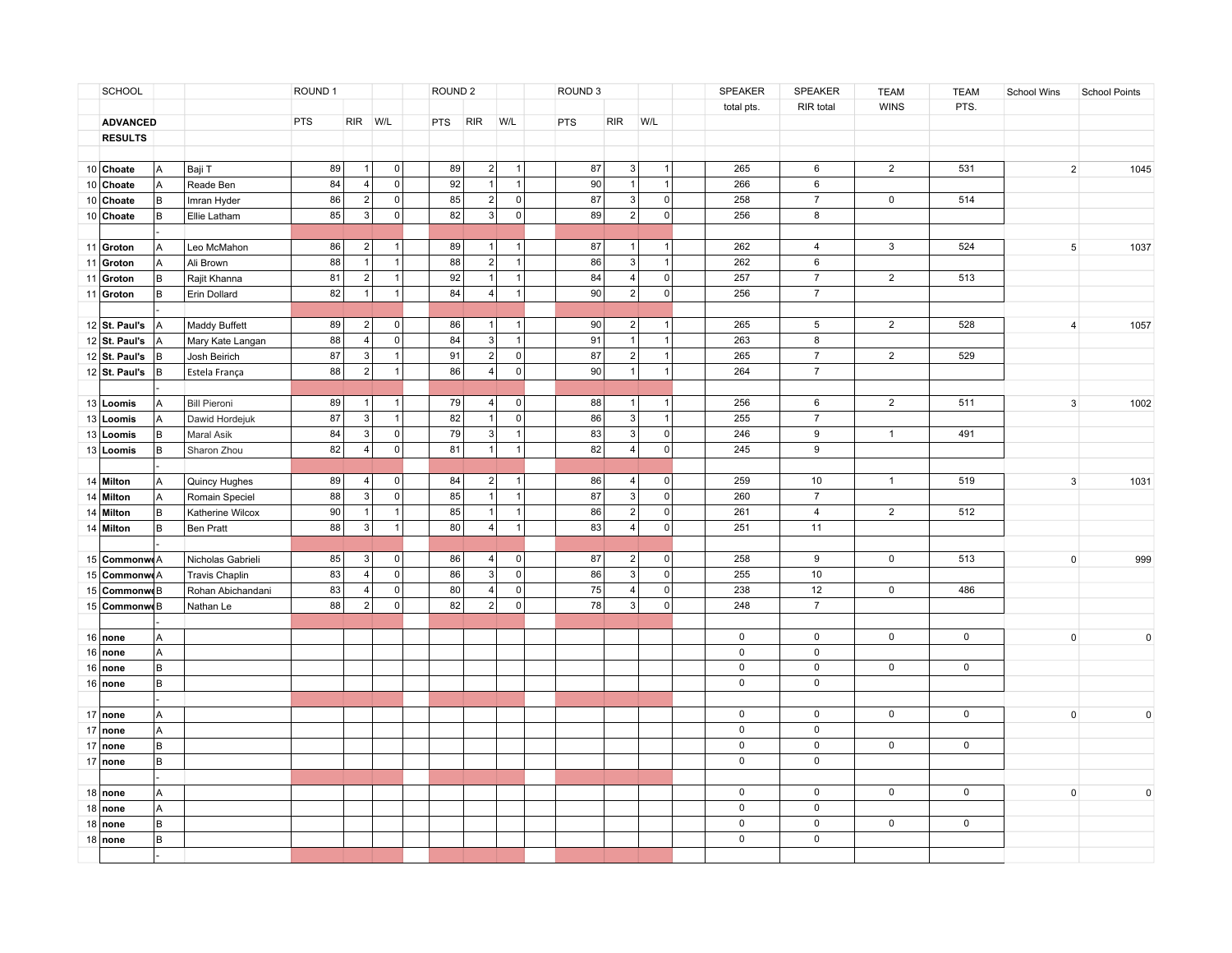| | SCHOOL | | | ROUND 1 | | | ROUND 2 | | | ROUND 3 | | | SPEAKER | SPEAKER | TEAM | TEAM | School Wins | School Points |
|---|---|---|---|---|---|---|---|---|---|---|---|---|---|---|---|---|---|---|
| | | | | | | | | | | | | | total pts. | RIR total | WINS | PTS. | | |
| | **ADVANCED** | | | PTS | RIR | W/L | PTS | RIR | W/L | PTS | RIR | W/L | | | | | | |
| | **RESULTS** | | | | | | | | | | | | | | | | | |
| 10 | **Choate** | A | Baji T | 89 | 1 | 0 | 89 | 2 | 1 | 87 | 3 | 1 | 265 | 6 | 2 | 531 | 2 | 1045 |
| 10 | **Choate** | A | Reade Ben | 84 | 4 | 0 | 92 | 1 | 1 | 90 | 1 | 1 | 266 | 6 | | | | |
| 10 | **Choate** | B | Imran Hyder | 86 | 2 | 0 | 85 | 2 | 0 | 87 | 3 | 0 | 258 | 7 | 0 | 514 | | |
| 10 | **Choate** | B | Ellie Latham | 85 | 3 | 0 | 82 | 3 | 0 | 89 | 2 | 0 | 256 | 8 | | | | |
| | | - | | | | | | | | | | | | | | | | |
| 11 | **Groton** | A | Leo McMahon | 86 | 2 | 1 | 89 | 1 | 1 | 87 | 1 | 1 | 262 | 4 | 3 | 524 | 5 | 1037 |
| 11 | **Groton** | A | Ali Brown | 88 | 1 | 1 | 88 | 2 | 1 | 86 | 3 | 1 | 262 | 6 | | | | |
| 11 | **Groton** | B | Rajit Khanna | 81 | 2 | 1 | 92 | 1 | 1 | 84 | 4 | 0 | 257 | 7 | 2 | 513 | | |
| 11 | **Groton** | B | Erin Dollard | 82 | 1 | 1 | 84 | 4 | 1 | 90 | 2 | 0 | 256 | 7 | | | | |
| | | - | | | | | | | | | | | | | | | | |
| 12 | **St. Paul's** | A | Maddy Buffett | 89 | 2 | 0 | 86 | 1 | 1 | 90 | 2 | 1 | 265 | 5 | 2 | 528 | 4 | 1057 |
| 12 | **St. Paul's** | A | Mary Kate Langan | 88 | 4 | 0 | 84 | 3 | 1 | 91 | 1 | 1 | 263 | 8 | | | | |
| 12 | **St. Paul's** | B | Josh Beirich | 87 | 3 | 1 | 91 | 2 | 0 | 87 | 2 | 1 | 265 | 7 | 2 | 529 | | |
| 12 | **St. Paul's** | B | Estela França | 88 | 2 | 1 | 86 | 4 | 0 | 90 | 1 | 1 | 264 | 7 | | | | |
| | | - | | | | | | | | | | | | | | | | |
| 13 | **Loomis** | A | Bill Pieroni | 89 | 1 | 1 | 79 | 4 | 0 | 88 | 1 | 1 | 256 | 6 | 2 | 511 | 3 | 1002 |
| 13 | **Loomis** | A | Dawid Hordejuk | 87 | 3 | 1 | 82 | 1 | 0 | 86 | 3 | 1 | 255 | 7 | | | | |
| 13 | **Loomis** | B | Maral Asik | 84 | 3 | 0 | 79 | 3 | 1 | 83 | 3 | 0 | 246 | 9 | 1 | 491 | | |
| 13 | **Loomis** | B | Sharon Zhou | 82 | 4 | 0 | 81 | 1 | 1 | 82 | 4 | 0 | 245 | 9 | | | | |
| | | - | | | | | | | | | | | | | | | | |
| 14 | **Milton** | A | Quincy Hughes | 89 | 4 | 0 | 84 | 2 | 1 | 86 | 4 | 0 | 259 | 10 | 1 | 519 | 3 | 1031 |
| 14 | **Milton** | A | Romain Speciel | 88 | 3 | 0 | 85 | 1 | 1 | 87 | 3 | 0 | 260 | 7 | | | | |
| 14 | **Milton** | B | Katherine Wilcox | 90 | 1 | 1 | 85 | 1 | 1 | 86 | 2 | 0 | 261 | 4 | 2 | 512 | | |
| 14 | **Milton** | B | Ben Pratt | 88 | 3 | 1 | 80 | 4 | 1 | 83 | 4 | 0 | 251 | 11 | | | | |
| | | - | | | | | | | | | | | | | | | | |
| 15 | **Commonwe** | A | Nicholas Gabrieli | 85 | 3 | 0 | 86 | 4 | 0 | 87 | 2 | 0 | 258 | 9 | 0 | 513 | 0 | 999 |
| 15 | **Commonwe** | A | Travis Chaplin | 83 | 4 | 0 | 86 | 3 | 0 | 86 | 3 | 0 | 255 | 10 | | | | |
| 15 | **Commonwe** | B | Rohan Abichandani | 83 | 4 | 0 | 80 | 4 | 0 | 75 | 4 | 0 | 238 | 12 | 0 | 486 | | |
| 15 | **Commonwe** | B | Nathan Le | 88 | 2 | 0 | 82 | 2 | 0 | 78 | 3 | 0 | 248 | 7 | | | | |
| | | - | | | | | | | | | | | | | | | | |
| 16 | **none** | A | | | | | | | | | | | 0 | 0 | 0 | 0 | 0 | 0 |
| 16 | **none** | A | | | | | | | | | | | 0 | 0 | | | | |
| 16 | **none** | B | | | | | | | | | | | 0 | 0 | 0 | 0 | | |
| 16 | **none** | B | | | | | | | | | | | 0 | 0 | | | | |
| | | - | | | | | | | | | | | | | | | | |
| 17 | **none** | A | | | | | | | | | | | 0 | 0 | 0 | 0 | 0 | 0 |
| 17 | **none** | A | | | | | | | | | | | 0 | 0 | | | | |
| 17 | **none** | B | | | | | | | | | | | 0 | 0 | 0 | 0 | | |
| 17 | **none** | B | | | | | | | | | | | 0 | 0 | | | | |
| | | - | | | | | | | | | | | | | | | | |
| 18 | **none** | A | | | | | | | | | | | 0 | 0 | 0 | 0 | 0 | 0 |
| 18 | **none** | A | | | | | | | | | | | 0 | 0 | | | | |
| 18 | **none** | B | | | | | | | | | | | 0 | 0 | 0 | 0 | | |
| 18 | **none** | B | | | | | | | | | | | 0 | 0 | | | | |
| | | - | | | | | | | | | | | | | | | | |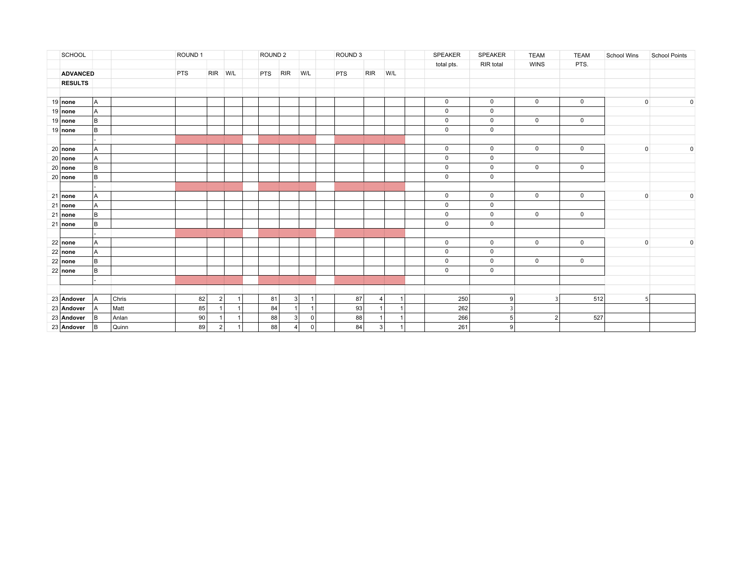| | SCHOOL | | | ROUND 1 | | | | ROUND 2 | | | | ROUND 3 | | | | SPEAKER | SPEAKER | TEAM | TEAM | School Wins | School Points |
|---|---|---|---|---|---|---|---|---|---|---|---|---|---|---|---|---|---|---|---|---|---|
| | | | | | | | | | | | | | | | | total pts. | RIR total | WINS | PTS. | | |
| | **ADVANCED** | | | PTS | RIR | W/L | | PTS | RIR | W/L | | PTS | RIR | W/L | | | | | | | |
| | **RESULTS** | | | | | | | | | | | | | | | | | | | | |
| 19 | **none** | A | | | | | | | | | | | | | | 0 | 0 | 0 | 0 | 0 | 0 |
| 19 | **none** | A | | | | | | | | | | | | | | 0 | 0 | | | | |
| 19 | **none** | B | | | | | | | | | | | | | | 0 | 0 | 0 | 0 | | |
| 19 | **none** | B | | | | | | | | | | | | | | 0 | 0 | | | | |
| | | - | | | | | | | | | | | | | | | | | | | |
| 20 | **none** | A | | | | | | | | | | | | | | 0 | 0 | 0 | 0 | 0 | 0 |
| 20 | **none** | A | | | | | | | | | | | | | | 0 | 0 | | | | |
| 20 | **none** | B | | | | | | | | | | | | | | 0 | 0 | 0 | 0 | | |
| 20 | **none** | B | | | | | | | | | | | | | | 0 | 0 | | | | |
| | | - | | | | | | | | | | | | | | | | | | | |
| 21 | **none** | A | | | | | | | | | | | | | | 0 | 0 | 0 | 0 | 0 | 0 |
| 21 | **none** | A | | | | | | | | | | | | | | 0 | 0 | | | | |
| 21 | **none** | B | | | | | | | | | | | | | | 0 | 0 | 0 | 0 | | |
| 21 | **none** | B | | | | | | | | | | | | | | 0 | 0 | | | | |
| | | - | | | | | | | | | | | | | | | | | | | |
| 22 | **none** | A | | | | | | | | | | | | | | 0 | 0 | 0 | 0 | 0 | 0 |
| 22 | **none** | A | | | | | | | | | | | | | | 0 | 0 | | | | |
| 22 | **none** | B | | | | | | | | | | | | | | 0 | 0 | 0 | 0 | | |
| 22 | **none** | B | | | | | | | | | | | | | | 0 | 0 | | | | |
| | | - | | | | | | | | | | | | | | | | | | | |
| 23 | **Andover** | A | Chris | 82 | 2 | 1 | | 81 | 3 | 1 | | 87 | 4 | 1 | | 250 | 9 | 3 | 512 | 5 | |
| 23 | **Andover** | A | Matt | 85 | 1 | 1 | | 84 | 1 | 1 | | 93 | 1 | 1 | | 262 | 3 | | | | |
| 23 | **Andover** | B | Anlan | 90 | 1 | 1 | | 88 | 3 | 0 | | 88 | 1 | 1 | | 266 | 5 | 2 | 527 | | |
| 23 | **Andover** | B | Quinn | 89 | 2 | 1 | | 88 | 4 | 0 | | 84 | 3 | 1 | | 261 | 9 | | | | |